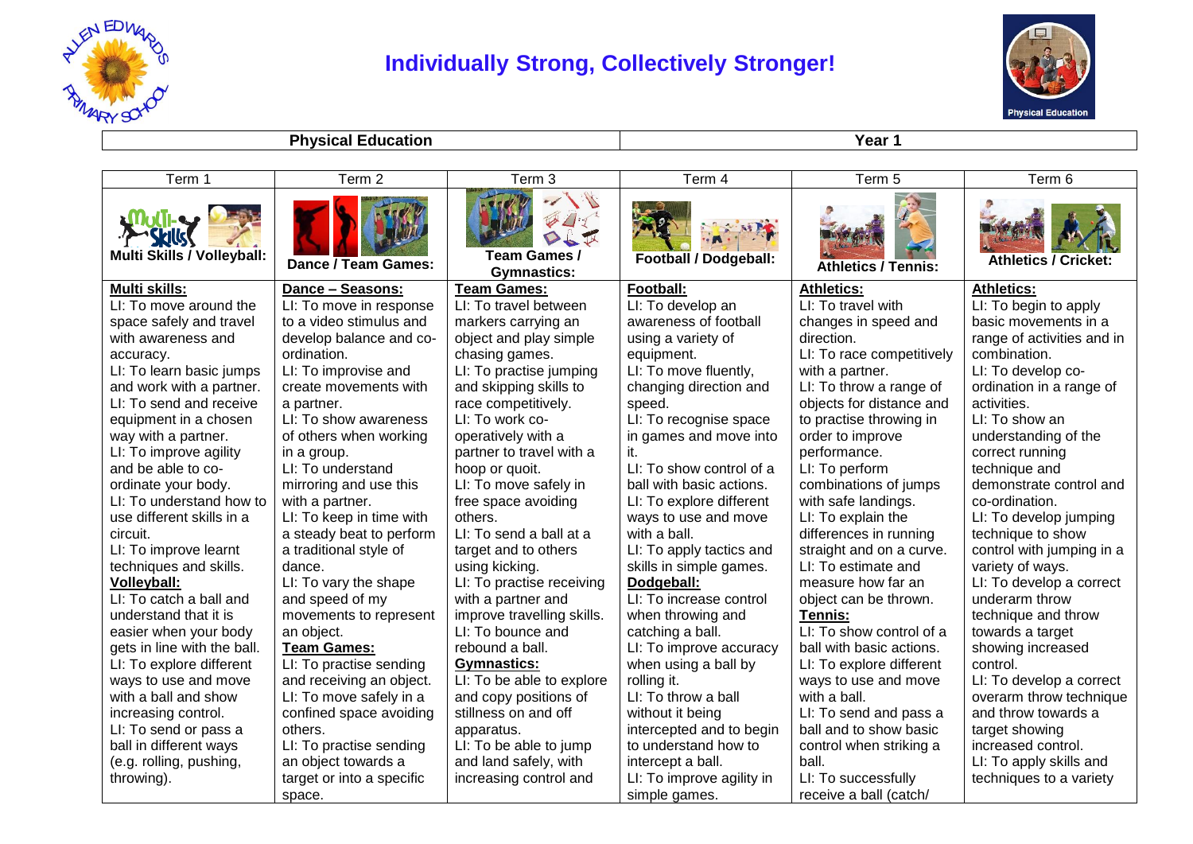# Individually Strong, Collectively Stronger!

| Physical Education | Year 1 |
|---|---|

| Term 1 | Term 2 | Term 3 | Term 4 | Term 5 | Term 6 |
|---|---|---|---|---|---|
| **Multi Skills / Volleyball:** | **Dance / Team Games:** | **Team Games / Gymnastics:** | **Football / Dodgeball:** | **Athletics / Tennis:** | **Athletics / Cricket:** |
| **Multi skills:**<br>LI: To move around the space safely and travel with awareness and accuracy.<br>LI: To learn basic jumps and work with a partner.<br>LI: To send and receive equipment in a chosen way with a partner.<br>LI: To improve agility and be able to co-ordinate your body.<br>LI: To understand how to use different skills in a circuit.<br>LI: To improve learnt techniques and skills.<br>**Volleyball:**<br>LI: To catch a ball and understand that it is easier when your body gets in line with the ball.<br>LI: To explore different ways to use and move with a ball and show increasing control.<br>LI: To send or pass a ball in different ways (e.g. rolling, pushing, throwing). | **Dance – Seasons:**<br>LI: To move in response to a video stimulus and develop balance and co-ordination.<br>LI: To improvise and create movements with a partner.<br>LI: To show awareness of others when working in a group.<br>LI: To understand mirroring and use this with a partner.<br>LI: To keep in time with a steady beat to perform a traditional style of dance.<br>LI: To vary the shape and speed of my movements to represent an object.<br>**Team Games:**<br>LI: To practise sending and receiving an object.<br>LI: To move safely in a confined space avoiding others.<br>LI: To practise sending an object towards a target or into a specific space. | **Team Games:**<br>LI: To travel between markers carrying an object and play simple chasing games.<br>LI: To practise jumping and skipping skills to race competitively.<br>LI: To work co-operatively with a partner to travel with a hoop or quoit.<br>LI: To move safely in free space avoiding others.<br>LI: To send a ball at a target and to others using kicking.<br>LI: To practise receiving with a partner and improve travelling skills.<br>LI: To bounce and rebound a ball.<br>**Gymnastics:**<br>LI: To be able to explore and copy positions of stillness on and off apparatus.<br>LI: To be able to jump and land safely, with increasing control and | **Football:**<br>LI: To develop an awareness of football using a variety of equipment.<br>LI: To move fluently, changing direction and speed.<br>LI: To recognise space in games and move into it.<br>LI: To show control of a ball with basic actions.<br>LI: To explore different ways to use and move with a ball.<br>LI: To apply tactics and skills in simple games.<br>**Dodgeball:**<br>LI: To increase control when throwing and catching a ball.<br>LI: To improve accuracy when using a ball by rolling it.<br>LI: To throw a ball without it being intercepted and to begin to understand how to intercept a ball.<br>LI: To improve agility in simple games. | **Athletics:**<br>LI: To travel with changes in speed and direction.<br>LI: To race competitively with a partner.<br>LI: To throw a range of objects for distance and to practise throwing in order to improve performance.<br>LI: To perform combinations of jumps with safe landings.<br>LI: To explain the differences in running straight and on a curve.<br>LI: To estimate and measure how far an object can be thrown.<br>**Tennis:**<br>LI: To show control of a ball with basic actions.<br>LI: To explore different ways to use and move with a ball.<br>LI: To send and pass a ball and to show basic control when striking a ball.<br>LI: To successfully receive a ball (catch/ | **Athletics:**<br>LI: To begin to apply basic movements in a range of activities and in combination.<br>LI: To develop co-ordination in a range of activities.<br>LI: To show an understanding of the correct running technique and demonstrate control and co-ordination.<br>LI: To develop jumping technique to show control with jumping in a variety of ways.<br>LI: To develop a correct underarm throw technique and throw towards a target showing increased control.<br>LI: To develop a correct overarm throw technique and throw towards a target showing increased control.<br>LI: To apply skills and techniques to a variety |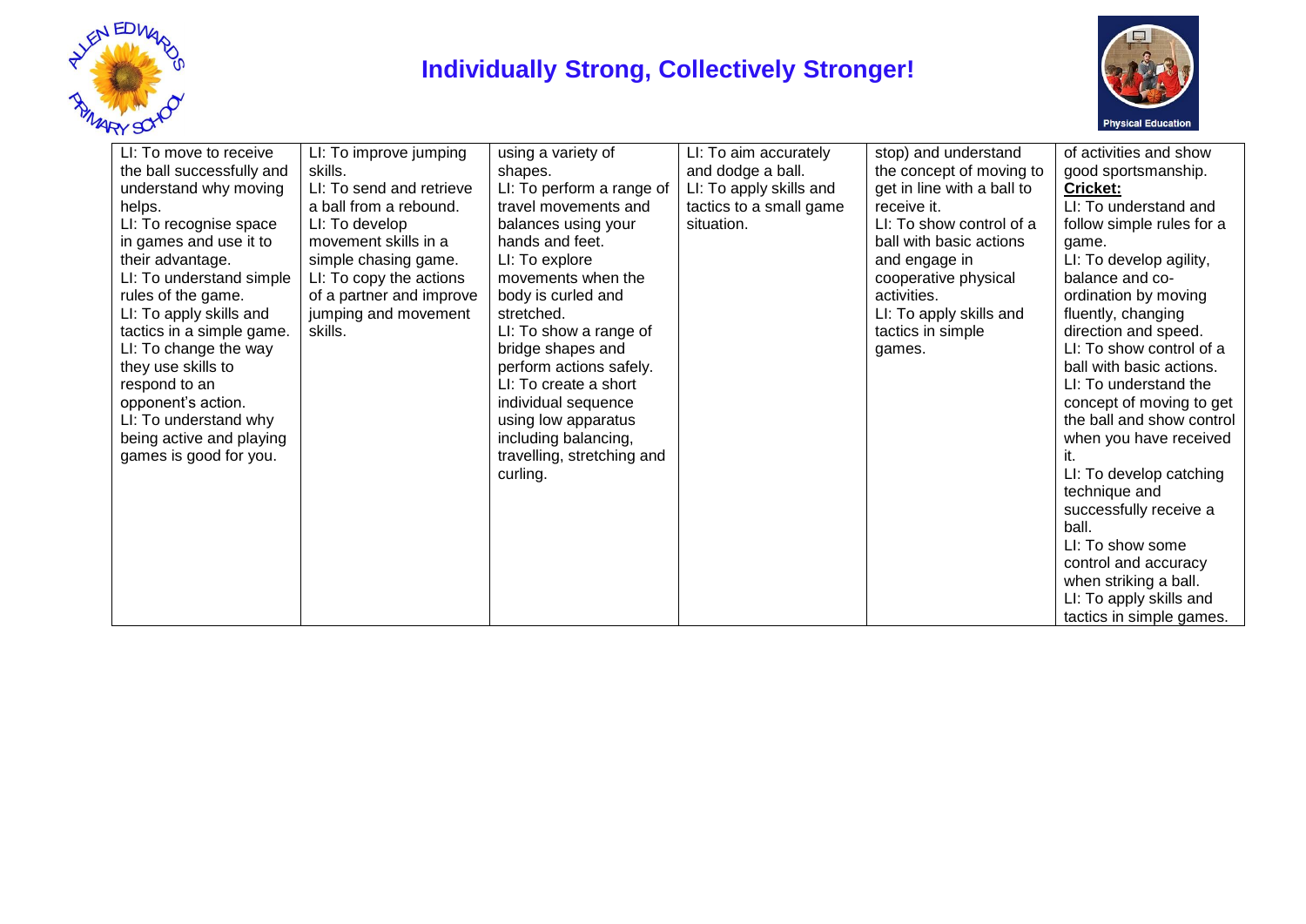# Individually Strong, Collectively Stronger!

| | | | | | |
|---|---|---|---|---|---|
| LI: To move to receive the ball successfully and understand why moving helps.<br>LI: To recognise space in games and use it to their advantage.<br>LI: To understand simple rules of the game.<br>LI: To apply skills and tactics in a simple game.<br>LI: To change the way they use skills to respond to an opponent's action.<br>LI: To understand why being active and playing games is good for you. | LI: To improve jumping skills.<br>LI: To send and retrieve a ball from a rebound.<br>LI: To develop movement skills in a simple chasing game.<br>LI: To copy the actions of a partner and improve jumping and movement skills. | using a variety of shapes.<br>LI: To perform a range of travel movements and balances using your hands and feet.<br>LI: To explore movements when the body is curled and stretched.<br>LI: To show a range of bridge shapes and perform actions safely.<br>LI: To create a short individual sequence using low apparatus including balancing, travelling, stretching and curling. | LI: To aim accurately and dodge a ball.<br>LI: To apply skills and tactics to a small game situation. | stop) and understand the concept of moving to get in line with a ball to receive it.<br>LI: To show control of a ball with basic actions and engage in cooperative physical activities.<br>LI: To apply skills and tactics in simple games. | of activities and show good sportsmanship.<br>**Cricket:**<br>LI: To understand and follow simple rules for a game.<br>LI: To develop agility, balance and co-ordination by moving fluently, changing direction and speed.<br>LI: To show control of a ball with basic actions.<br>LI: To understand the concept of moving to get the ball and show control when you have received it.<br>LI: To develop catching technique and successfully receive a ball.<br>LI: To show some control and accuracy when striking a ball.<br>LI: To apply skills and tactics in simple games. |